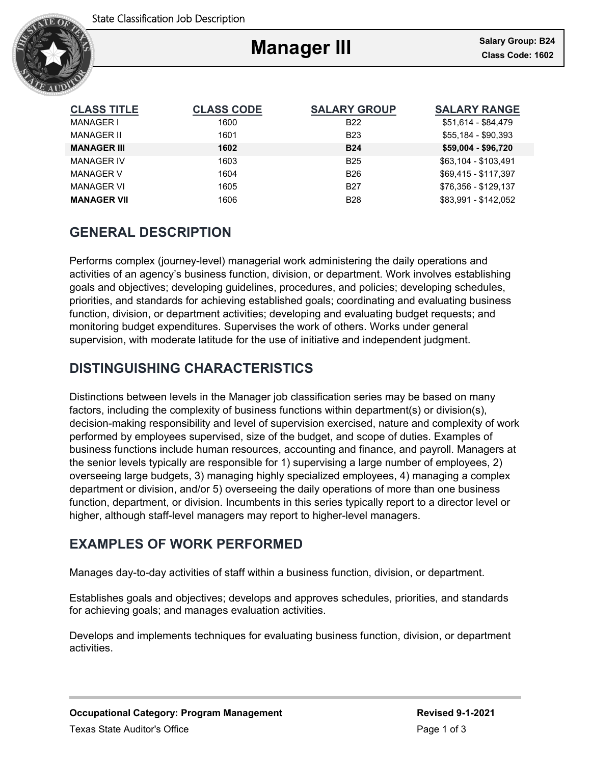State Classification Job Description

# Manager III

**Salary Group: B24**
**Class Code: 1602**

| CLASS TITLE | CLASS CODE | SALARY GROUP | SALARY RANGE |
|---|---|---|---|
| MANAGER I | 1600 | B22 | $51,614 - $84,479 |
| MANAGER II | 1601 | B23 | $55,184 - $90,393 |
| **MANAGER III** | **1602** | **B24** | **$59,004 - $96,720** |
| MANAGER IV | 1603 | B25 | $63,104 - $103,491 |
| MANAGER V | 1604 | B26 | $69,415 - $117,397 |
| MANAGER VI | 1605 | B27 | $76,356 - $129,137 |
| **MANAGER VII** | 1606 | B28 | $83,991 - $142,052 |

## GENERAL DESCRIPTION

Performs complex (journey-level) managerial work administering the daily operations and activities of an agency's business function, division, or department. Work involves establishing goals and objectives; developing guidelines, procedures, and policies; developing schedules, priorities, and standards for achieving established goals; coordinating and evaluating business function, division, or department activities; developing and evaluating budget requests; and monitoring budget expenditures. Supervises the work of others. Works under general supervision, with moderate latitude for the use of initiative and independent judgment.

## DISTINGUISHING CHARACTERISTICS

Distinctions between levels in the Manager job classification series may be based on many factors, including the complexity of business functions within department(s) or division(s), decision-making responsibility and level of supervision exercised, nature and complexity of work performed by employees supervised, size of the budget, and scope of duties. Examples of business functions include human resources, accounting and finance, and payroll. Managers at the senior levels typically are responsible for 1) supervising a large number of employees, 2) overseeing large budgets, 3) managing highly specialized employees, 4) managing a complex department or division, and/or 5) overseeing the daily operations of more than one business function, department, or division. Incumbents in this series typically report to a director level or higher, although staff-level managers may report to higher-level managers.

## EXAMPLES OF WORK PERFORMED

Manages day-to-day activities of staff within a business function, division, or department.

Establishes goals and objectives; develops and approves schedules, priorities, and standards for achieving goals; and manages evaluation activities.

Develops and implements techniques for evaluating business function, division, or department activities.

**Occupational Category: Program Management** **Revised 9-1-2021**

Texas State Auditor's Office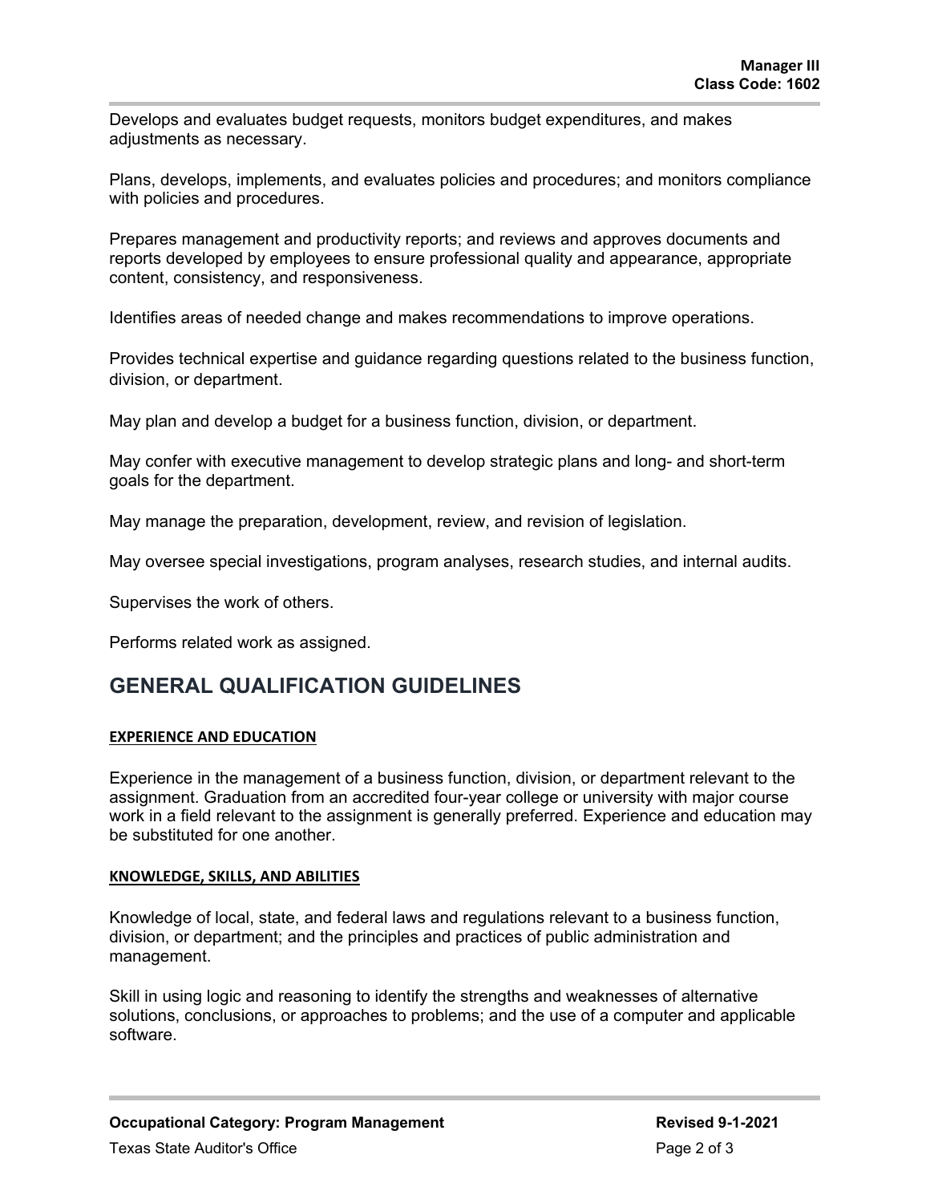Develops and evaluates budget requests, monitors budget expenditures, and makes adjustments as necessary.

Plans, develops, implements, and evaluates policies and procedures; and monitors compliance with policies and procedures.

Prepares management and productivity reports; and reviews and approves documents and reports developed by employees to ensure professional quality and appearance, appropriate content, consistency, and responsiveness.

Identifies areas of needed change and makes recommendations to improve operations.

Provides technical expertise and guidance regarding questions related to the business function, division, or department.

May plan and develop a budget for a business function, division, or department.

May confer with executive management to develop strategic plans and long- and short-term goals for the department.

May manage the preparation, development, review, and revision of legislation.

May oversee special investigations, program analyses, research studies, and internal audits.

Supervises the work of others.

Performs related work as assigned.

## GENERAL QUALIFICATION GUIDELINES

### EXPERIENCE AND EDUCATION

Experience in the management of a business function, division, or department relevant to the assignment. Graduation from an accredited four-year college or university with major course work in a field relevant to the assignment is generally preferred. Experience and education may be substituted for one another.

### KNOWLEDGE, SKILLS, AND ABILITIES

Knowledge of local, state, and federal laws and regulations relevant to a business function, division, or department; and the principles and practices of public administration and management.

Skill in using logic and reasoning to identify the strengths and weaknesses of alternative solutions, conclusions, or approaches to problems; and the use of a computer and applicable software.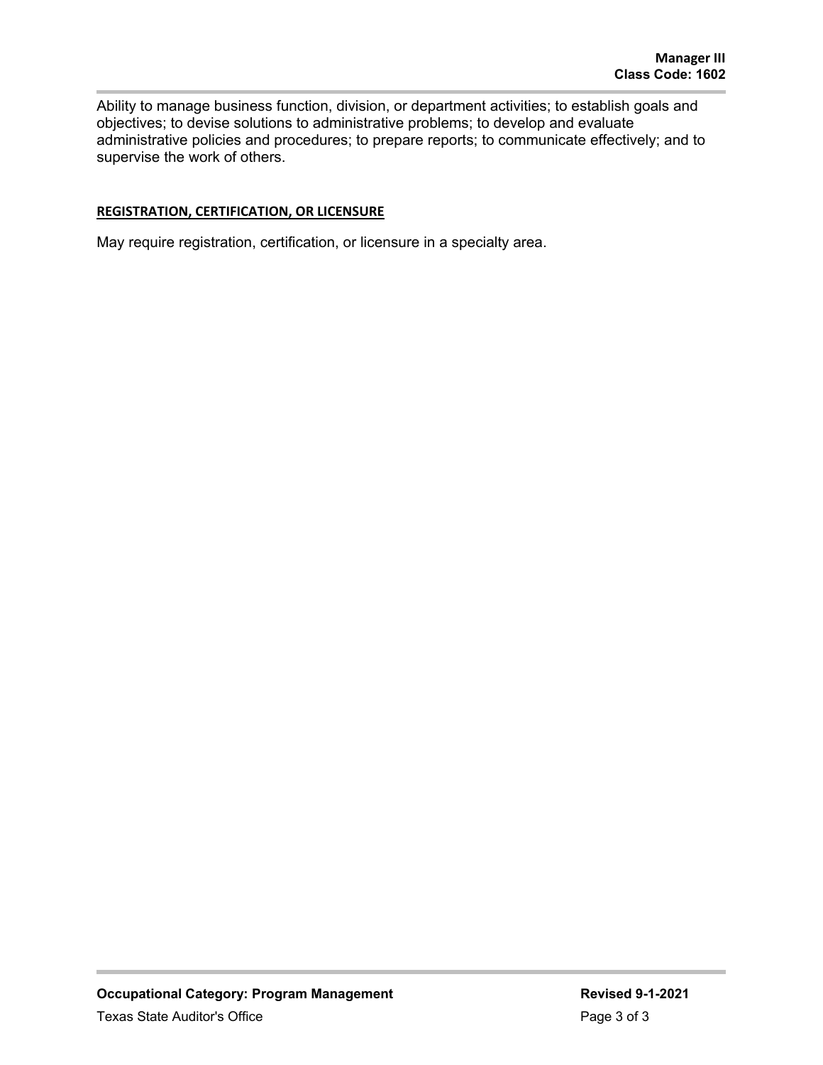Ability to manage business function, division, or department activities; to establish goals and objectives; to devise solutions to administrative problems; to develop and evaluate administrative policies and procedures; to prepare reports; to communicate effectively; and to supervise the work of others.

## REGISTRATION, CERTIFICATION, OR LICENSURE

May require registration, certification, or licensure in a specialty area.